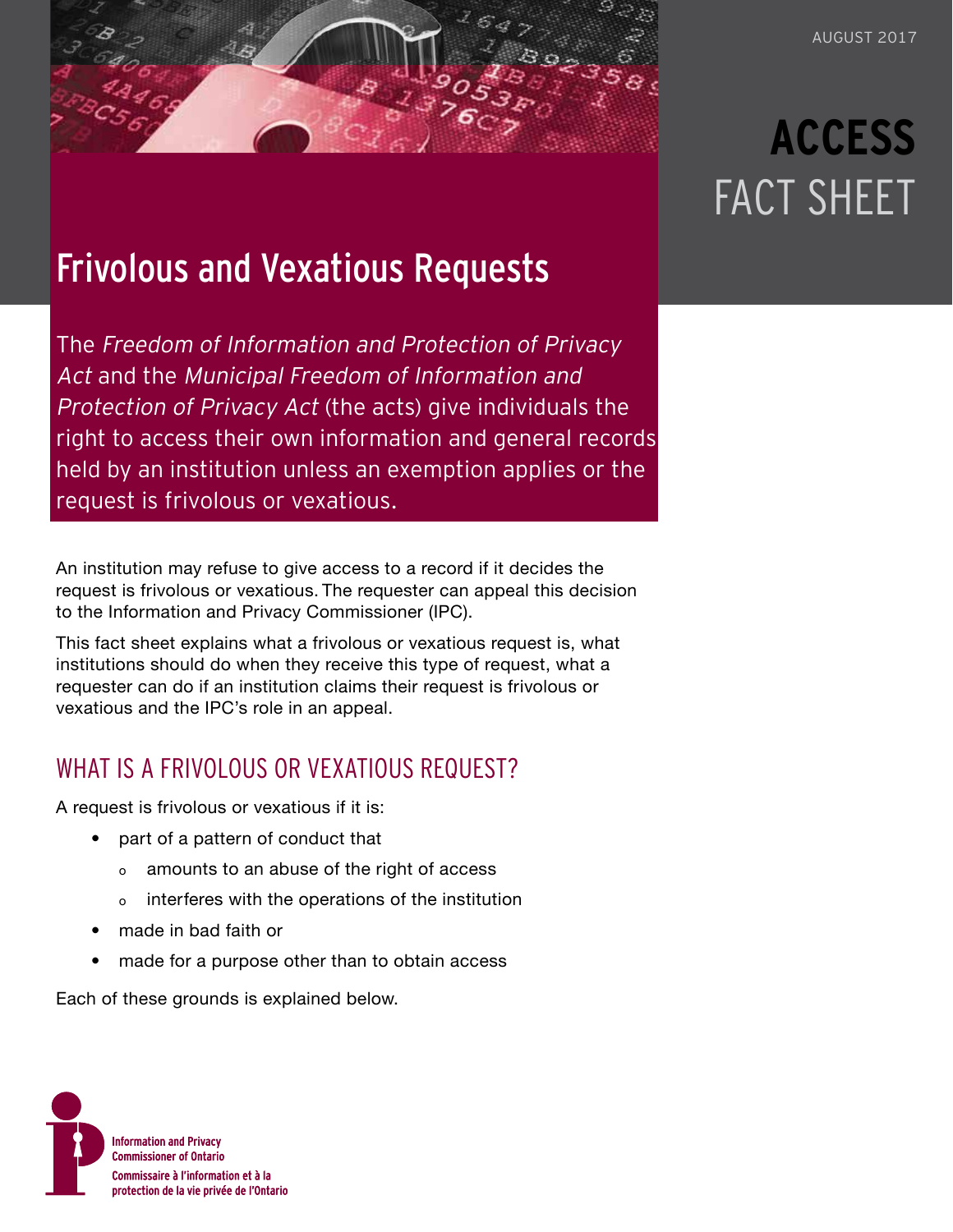AUGUST 2017

**ACCESS**
FACT SHEET

# Frivolous and Vexatious Requests

The *Freedom of Information and Protection of Privacy Act* and the *Municipal Freedom of Information and Protection of Privacy Act* (the acts) give individuals the right to access their own information and general records held by an institution unless an exemption applies or the request is frivolous or vexatious.

An institution may refuse to give access to a record if it decides the request is frivolous or vexatious. The requester can appeal this decision to the Information and Privacy Commissioner (IPC).

This fact sheet explains what a frivolous or vexatious request is, what institutions should do when they receive this type of request, what a requester can do if an institution claims their request is frivolous or vexatious and the IPC's role in an appeal.

## WHAT IS A FRIVOLOUS OR VEXATIOUS REQUEST?

A request is frivolous or vexatious if it is:

- part of a pattern of conduct that
  - amounts to an abuse of the right of access
  - interferes with the operations of the institution
- made in bad faith or
- made for a purpose other than to obtain access

Each of these grounds is explained below.

Information and Privacy Commissioner of Ontario
Commissaire à l'information et à la protection de la vie privée de l'Ontario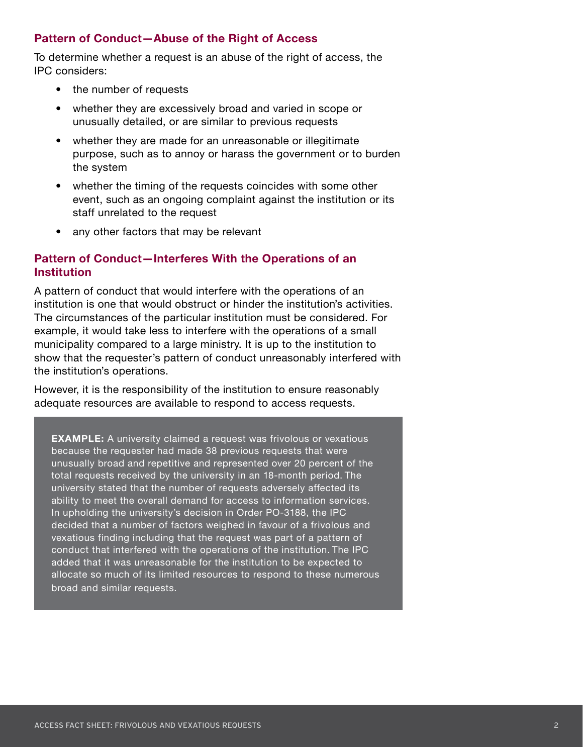### Pattern of Conduct—Abuse of the Right of Access

To determine whether a request is an abuse of the right of access, the IPC considers:

- the number of requests
- whether they are excessively broad and varied in scope or unusually detailed, or are similar to previous requests
- whether they are made for an unreasonable or illegitimate purpose, such as to annoy or harass the government or to burden the system
- whether the timing of the requests coincides with some other event, such as an ongoing complaint against the institution or its staff unrelated to the request
- any other factors that may be relevant

### Pattern of Conduct—Interferes With the Operations of an Institution

A pattern of conduct that would interfere with the operations of an institution is one that would obstruct or hinder the institution's activities. The circumstances of the particular institution must be considered. For example, it would take less to interfere with the operations of a small municipality compared to a large ministry. It is up to the institution to show that the requester's pattern of conduct unreasonably interfered with the institution's operations.

However, it is the responsibility of the institution to ensure reasonably adequate resources are available to respond to access requests.

> **EXAMPLE:** A university claimed a request was frivolous or vexatious because the requester had made 38 previous requests that were unusually broad and repetitive and represented over 20 percent of the total requests received by the university in an 18-month period. The university stated that the number of requests adversely affected its ability to meet the overall demand for access to information services. In upholding the university's decision in Order PO-3188, the IPC decided that a number of factors weighed in favour of a frivolous and vexatious finding including that the request was part of a pattern of conduct that interfered with the operations of the institution. The IPC added that it was unreasonable for the institution to be expected to allocate so much of its limited resources to respond to these numerous broad and similar requests.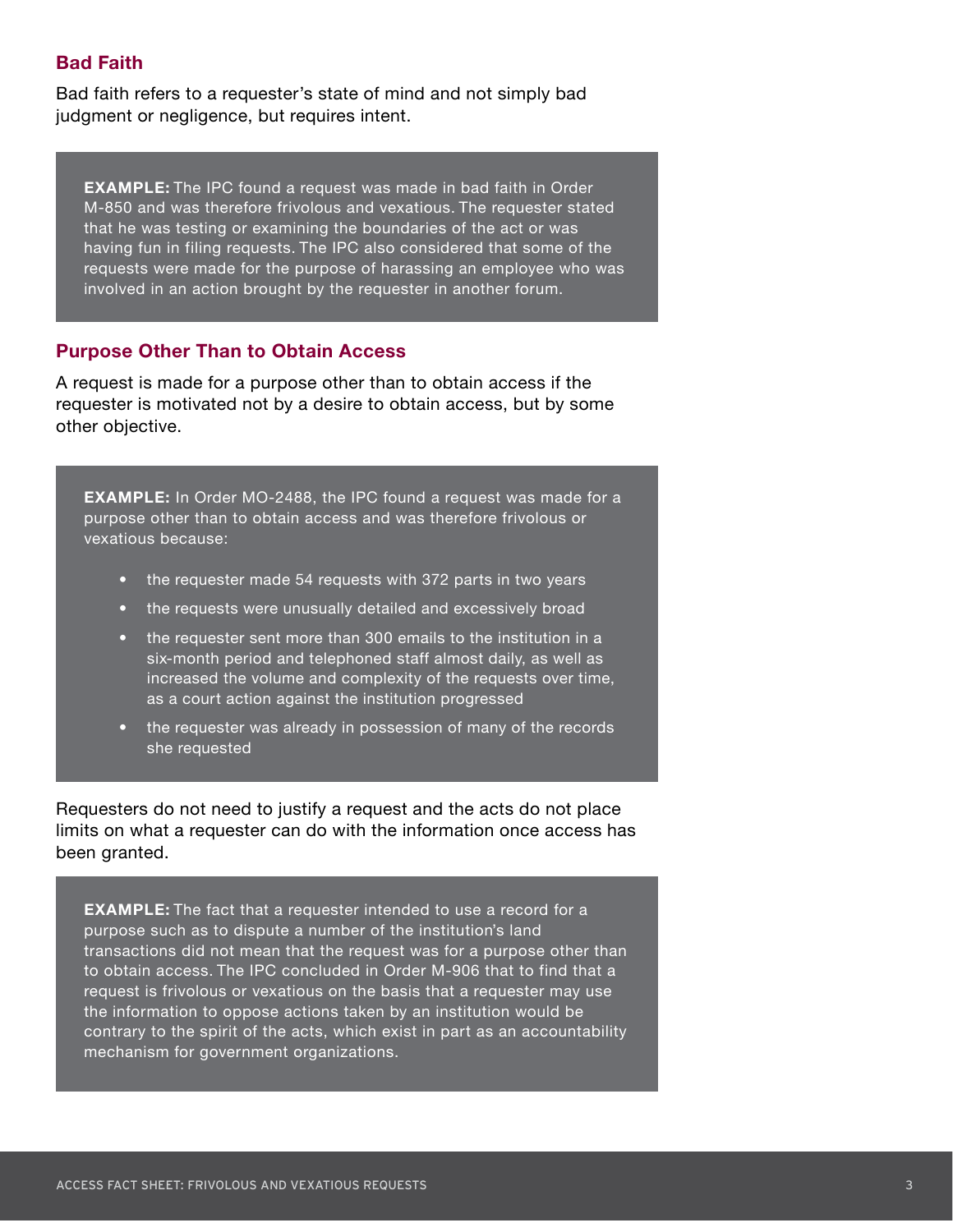### Bad Faith

Bad faith refers to a requester's state of mind and not simply bad judgment or negligence, but requires intent.

> **EXAMPLE:** The IPC found a request was made in bad faith in Order M-850 and was therefore frivolous and vexatious. The requester stated that he was testing or examining the boundaries of the act or was having fun in filing requests. The IPC also considered that some of the requests were made for the purpose of harassing an employee who was involved in an action brought by the requester in another forum.

### Purpose Other Than to Obtain Access

A request is made for a purpose other than to obtain access if the requester is motivated not by a desire to obtain access, but by some other objective.

> **EXAMPLE:** In Order MO-2488, the IPC found a request was made for a purpose other than to obtain access and was therefore frivolous or vexatious because:
>
> - the requester made 54 requests with 372 parts in two years
> - the requests were unusually detailed and excessively broad
> - the requester sent more than 300 emails to the institution in a six-month period and telephoned staff almost daily, as well as increased the volume and complexity of the requests over time, as a court action against the institution progressed
> - the requester was already in possession of many of the records she requested

Requesters do not need to justify a request and the acts do not place limits on what a requester can do with the information once access has been granted.

> **EXAMPLE:** The fact that a requester intended to use a record for a purpose such as to dispute a number of the institution's land transactions did not mean that the request was for a purpose other than to obtain access. The IPC concluded in Order M-906 that to find that a request is frivolous or vexatious on the basis that a requester may use the information to oppose actions taken by an institution would be contrary to the spirit of the acts, which exist in part as an accountability mechanism for government organizations.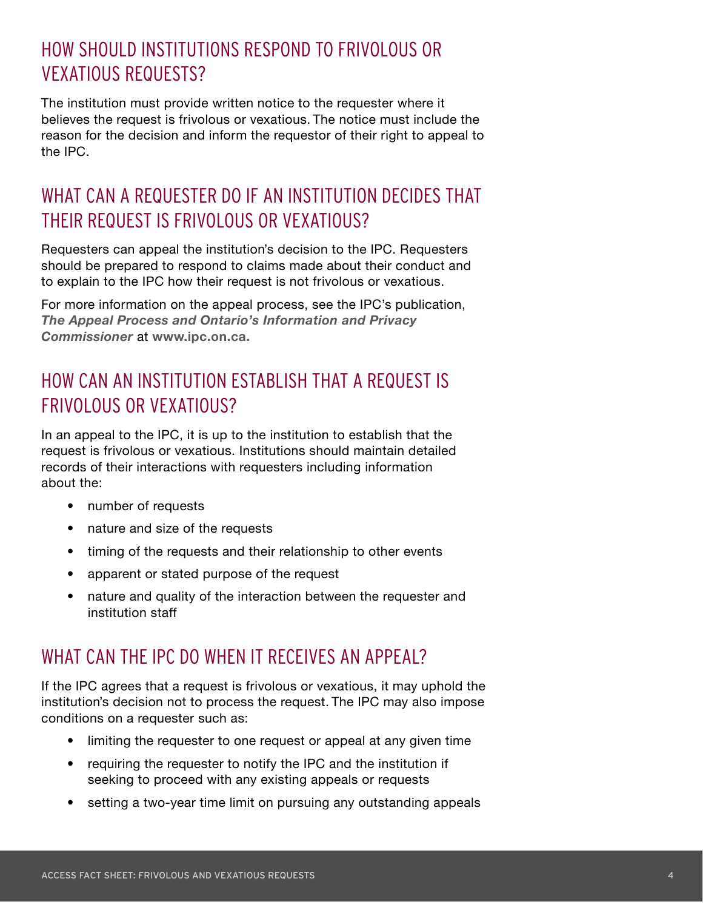## HOW SHOULD INSTITUTIONS RESPOND TO FRIVOLOUS OR VEXATIOUS REQUESTS?

The institution must provide written notice to the requester where it believes the request is frivolous or vexatious. The notice must include the reason for the decision and inform the requestor of their right to appeal to the IPC.

## WHAT CAN A REQUESTER DO IF AN INSTITUTION DECIDES THAT THEIR REQUEST IS FRIVOLOUS OR VEXATIOUS?

Requesters can appeal the institution's decision to the IPC. Requesters should be prepared to respond to claims made about their conduct and to explain to the IPC how their request is not frivolous or vexatious.

For more information on the appeal process, see the IPC's publication, ***The Appeal Process and Ontario's Information and Privacy Commissioner*** at **www.ipc.on.ca.**

## HOW CAN AN INSTITUTION ESTABLISH THAT A REQUEST IS FRIVOLOUS OR VEXATIOUS?

In an appeal to the IPC, it is up to the institution to establish that the request is frivolous or vexatious. Institutions should maintain detailed records of their interactions with requesters including information about the:

- number of requests
- nature and size of the requests
- timing of the requests and their relationship to other events
- apparent or stated purpose of the request
- nature and quality of the interaction between the requester and institution staff

## WHAT CAN THE IPC DO WHEN IT RECEIVES AN APPEAL?

If the IPC agrees that a request is frivolous or vexatious, it may uphold the institution's decision not to process the request. The IPC may also impose conditions on a requester such as:

- limiting the requester to one request or appeal at any given time
- requiring the requester to notify the IPC and the institution if seeking to proceed with any existing appeals or requests
- setting a two-year time limit on pursuing any outstanding appeals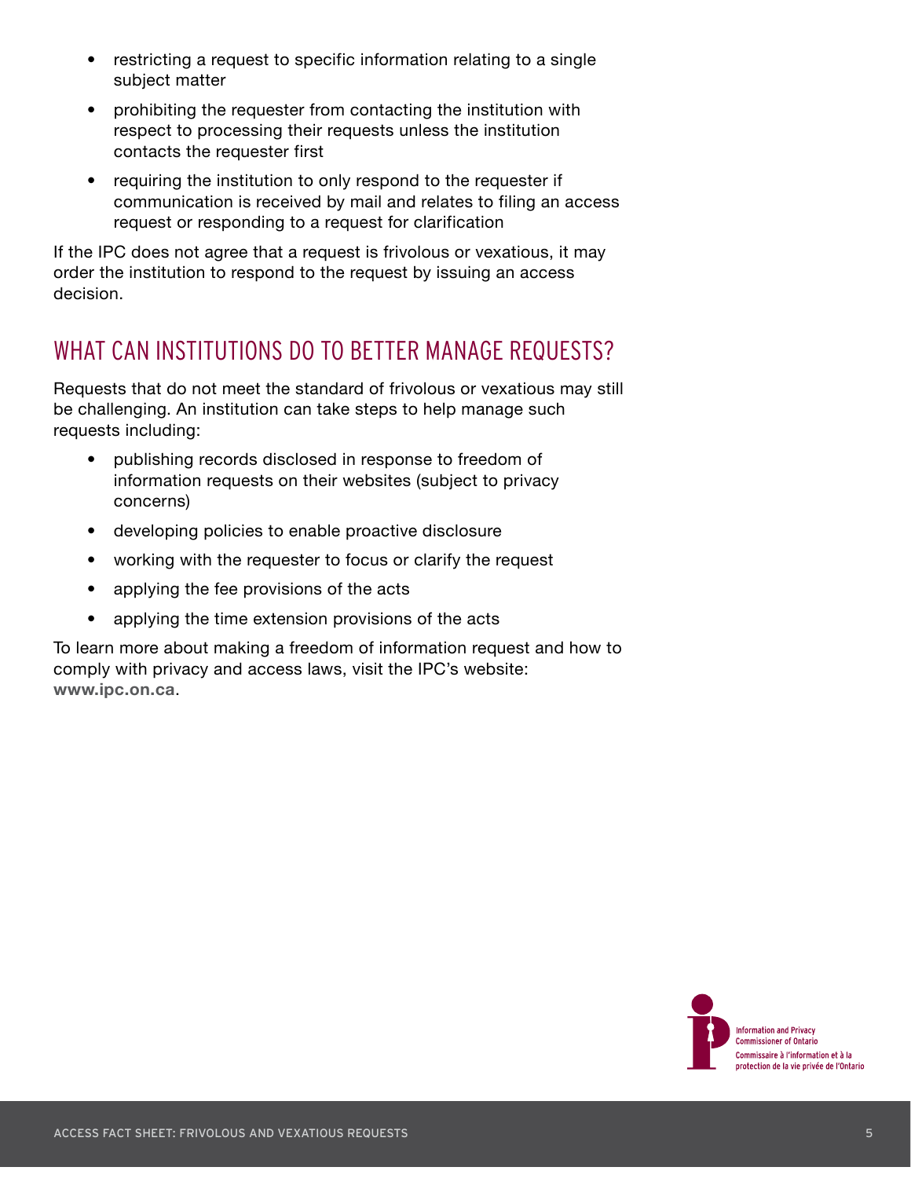- restricting a request to specific information relating to a single subject matter
- prohibiting the requester from contacting the institution with respect to processing their requests unless the institution contacts the requester first
- requiring the institution to only respond to the requester if communication is received by mail and relates to filing an access request or responding to a request for clarification

If the IPC does not agree that a request is frivolous or vexatious, it may order the institution to respond to the request by issuing an access decision.

## WHAT CAN INSTITUTIONS DO TO BETTER MANAGE REQUESTS?

Requests that do not meet the standard of frivolous or vexatious may still be challenging. An institution can take steps to help manage such requests including:

- publishing records disclosed in response to freedom of information requests on their websites (subject to privacy concerns)
- developing policies to enable proactive disclosure
- working with the requester to focus or clarify the request
- applying the fee provisions of the acts
- applying the time extension provisions of the acts

To learn more about making a freedom of information request and how to comply with privacy and access laws, visit the IPC's website: **www.ipc.on.ca**.

Information and Privacy Commissioner of Ontario
Commissaire à l'information et à la protection de la vie privée de l'Ontario